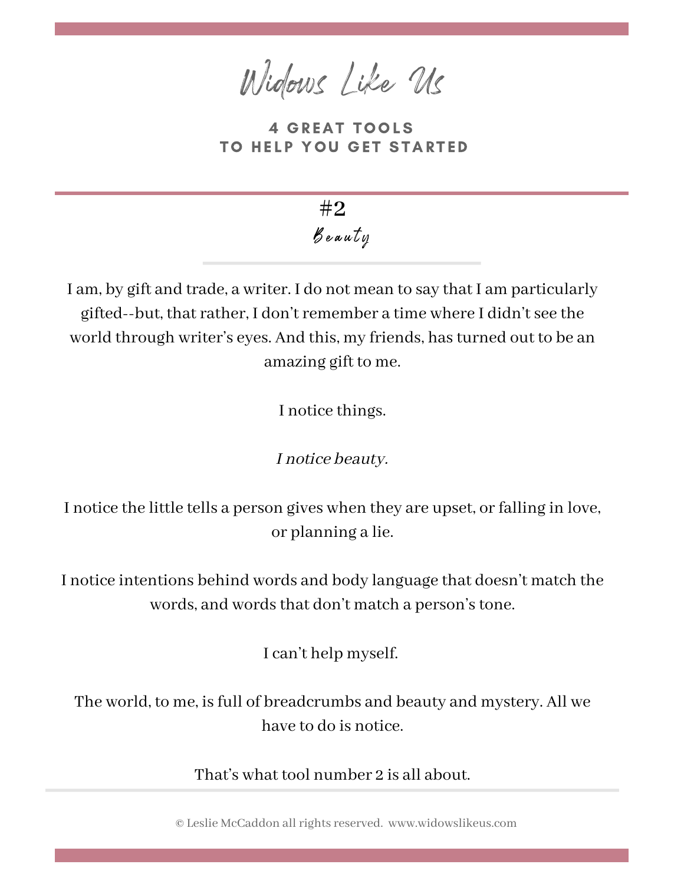# Widows Like Us

## 4 GREAT TOOLS TO HELP YOU GET STARTED

### #2
### *Beauty*

I am, by gift and trade, a writer. I do not mean to say that I am particularly gifted--but, that rather, I don't remember a time where I didn't see the world through writer's eyes. And this, my friends, has turned out to be an amazing gift to me.

I notice things.

*I notice beauty.*

I notice the little tells a person gives when they are upset, or falling in love, or planning a lie.

I notice intentions behind words and body language that doesn't match the words, and words that don't match a person's tone.

I can't help myself.

The world, to me, is full of breadcrumbs and beauty and mystery. All we have to do is notice.

That's what tool number 2 is all about.

© Leslie McCaddon all rights reserved. www.widowslikeus.com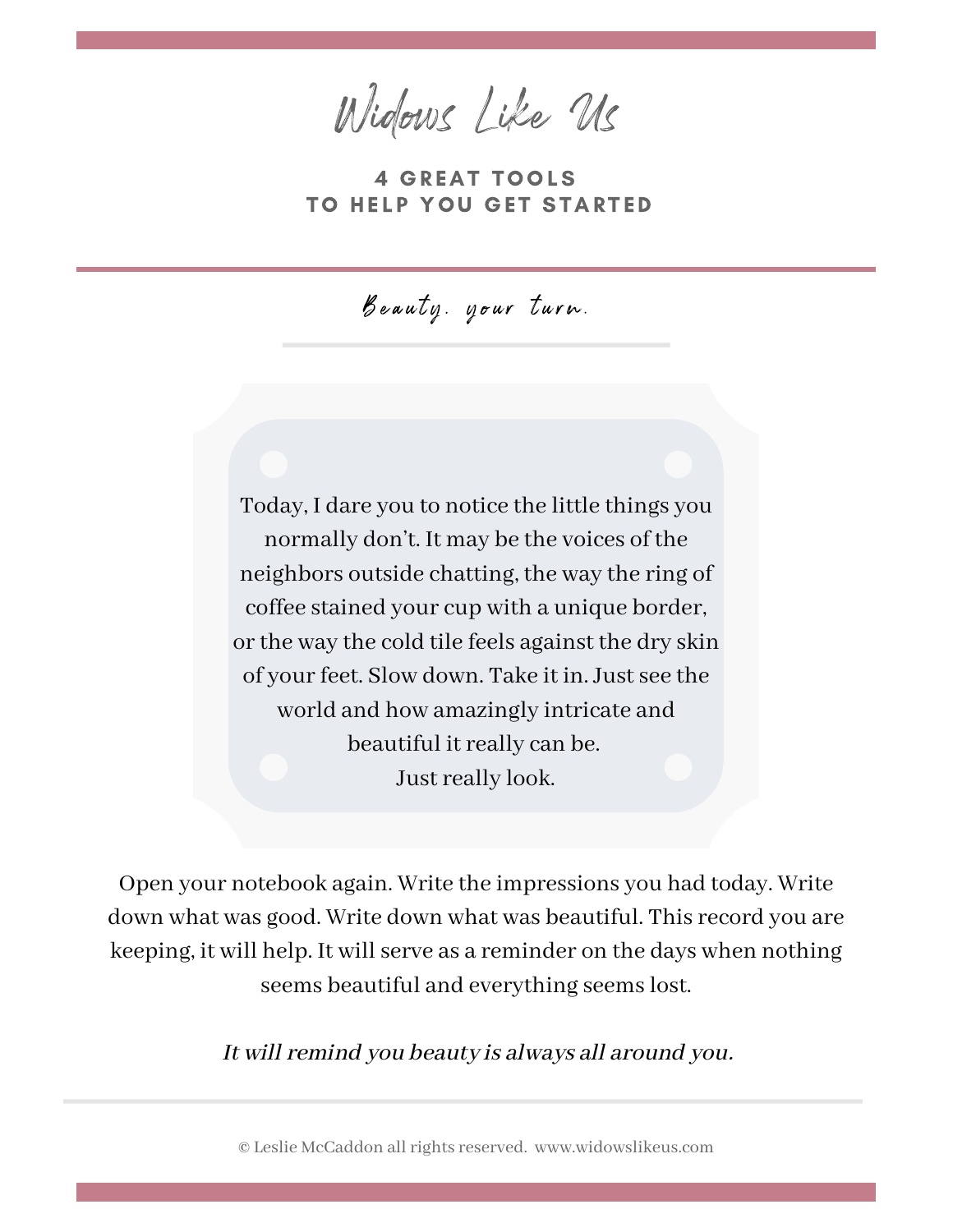# Widows Like Us

## 4 GREAT TOOLS TO HELP YOU GET STARTED

### Beauty. your turn.

Today, I dare you to notice the little things you normally don't. It may be the voices of the neighbors outside chatting, the way the ring of coffee stained your cup with a unique border, or the way the cold tile feels against the dry skin of your feet. Slow down. Take it in. Just see the world and how amazingly intricate and beautiful it really can be.
Just really look.

Open your notebook again. Write the impressions you had today. Write down what was good. Write down what was beautiful. This record you are keeping, it will help. It will serve as a reminder on the days when nothing seems beautiful and everything seems lost.

*It will remind you beauty is always all around you.*

© Leslie McCaddon all rights reserved. www.widowslikeus.com